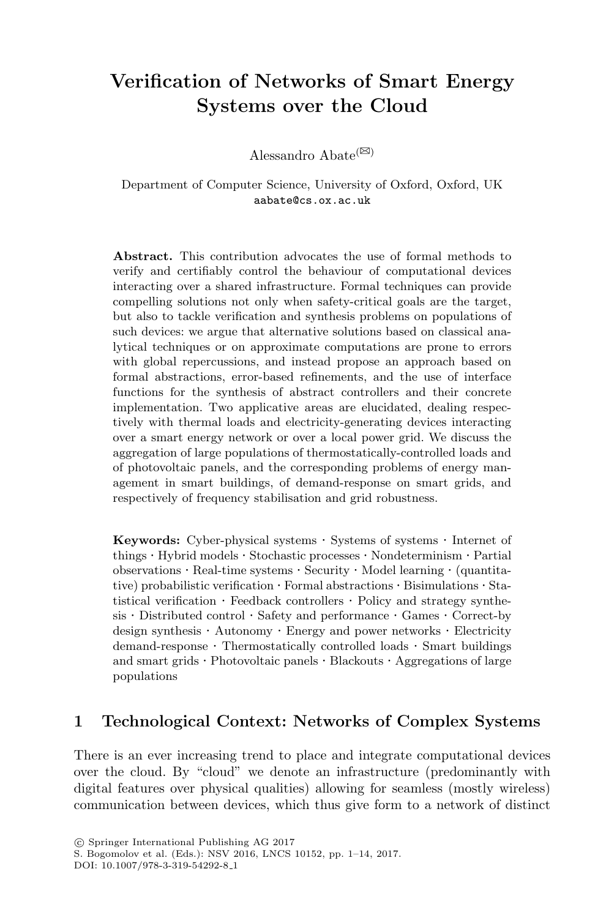# Verification of Networks of Smart Energy Systems over the Cloud

Alessandro Abate(✉)

Department of Computer Science, University of Oxford, Oxford, UK
aabate@cs.ox.ac.uk

**Abstract.** This contribution advocates the use of formal methods to verify and certifiably control the behaviour of computational devices interacting over a shared infrastructure. Formal techniques can provide compelling solutions not only when safety-critical goals are the target, but also to tackle verification and synthesis problems on populations of such devices: we argue that alternative solutions based on classical analytical techniques or on approximate computations are prone to errors with global repercussions, and instead propose an approach based on formal abstractions, error-based refinements, and the use of interface functions for the synthesis of abstract controllers and their concrete implementation. Two applicative areas are elucidated, dealing respectively with thermal loads and electricity-generating devices interacting over a smart energy network or over a local power grid. We discuss the aggregation of large populations of thermostatically-controlled loads and of photovoltaic panels, and the corresponding problems of energy management in smart buildings, of demand-response on smart grids, and respectively of frequency stabilisation and grid robustness.

**Keywords:** Cyber-physical systems · Systems of systems · Internet of things · Hybrid models · Stochastic processes · Nondeterminism · Partial observations · Real-time systems · Security · Model learning · (quantitative) probabilistic verification · Formal abstractions · Bisimulations · Statistical verification · Feedback controllers · Policy and strategy synthesis · Distributed control · Safety and performance · Games · Correct-by design synthesis · Autonomy · Energy and power networks · Electricity demand-response · Thermostatically controlled loads · Smart buildings and smart grids · Photovoltaic panels · Blackouts · Aggregations of large populations

## 1 Technological Context: Networks of Complex Systems

There is an ever increasing trend to place and integrate computational devices over the cloud. By "cloud" we denote an infrastructure (predominantly with digital features over physical qualities) allowing for seamless (mostly wireless) communication between devices, which thus give form to a network of distinct

© Springer International Publishing AG 2017
S. Bogomolov et al. (Eds.): NSV 2016, LNCS 10152, pp. 1–14, 2017.
DOI: 10.1007/978-3-319-54292-8_1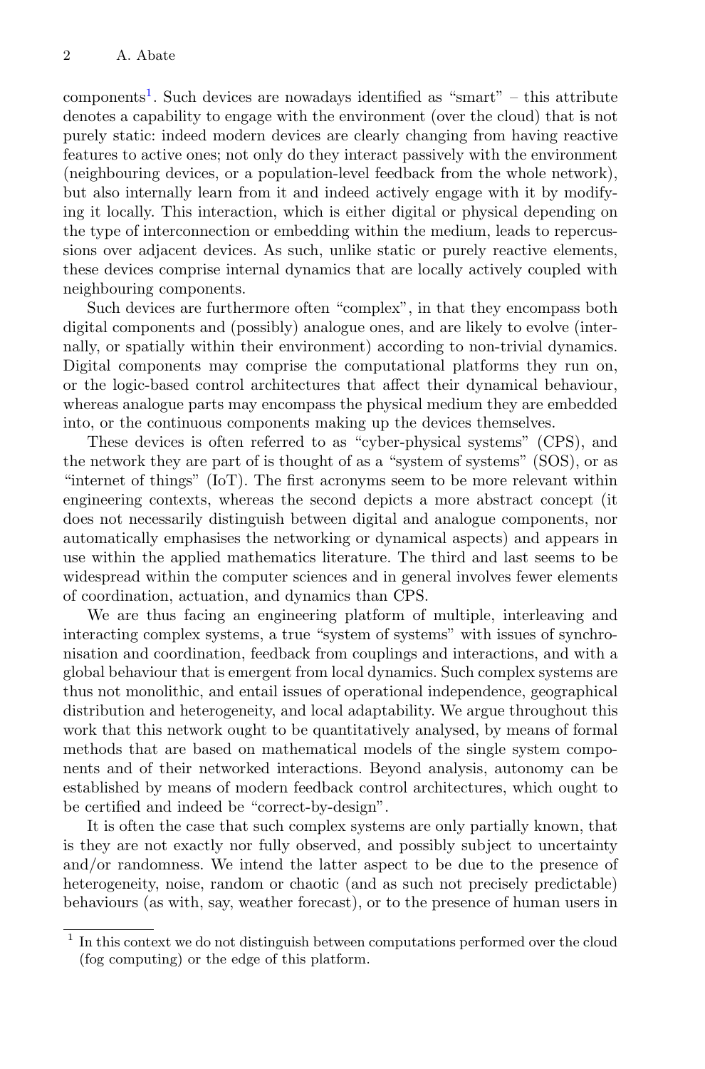components[1]. Such devices are nowadays identified as "smart" – this attribute denotes a capability to engage with the environment (over the cloud) that is not purely static: indeed modern devices are clearly changing from having reactive features to active ones; not only do they interact passively with the environment (neighbouring devices, or a population-level feedback from the whole network), but also internally learn from it and indeed actively engage with it by modifying it locally. This interaction, which is either digital or physical depending on the type of interconnection or embedding within the medium, leads to repercussions over adjacent devices. As such, unlike static or purely reactive elements, these devices comprise internal dynamics that are locally actively coupled with neighbouring components.

Such devices are furthermore often "complex", in that they encompass both digital components and (possibly) analogue ones, and are likely to evolve (internally, or spatially within their environment) according to non-trivial dynamics. Digital components may comprise the computational platforms they run on, or the logic-based control architectures that affect their dynamical behaviour, whereas analogue parts may encompass the physical medium they are embedded into, or the continuous components making up the devices themselves.

These devices is often referred to as "cyber-physical systems" (CPS), and the network they are part of is thought of as a "system of systems" (SOS), or as "internet of things" (IoT). The first acronyms seem to be more relevant within engineering contexts, whereas the second depicts a more abstract concept (it does not necessarily distinguish between digital and analogue components, nor automatically emphasises the networking or dynamical aspects) and appears in use within the applied mathematics literature. The third and last seems to be widespread within the computer sciences and in general involves fewer elements of coordination, actuation, and dynamics than CPS.

We are thus facing an engineering platform of multiple, interleaving and interacting complex systems, a true "system of systems" with issues of synchronisation and coordination, feedback from couplings and interactions, and with a global behaviour that is emergent from local dynamics. Such complex systems are thus not monolithic, and entail issues of operational independence, geographical distribution and heterogeneity, and local adaptability. We argue throughout this work that this network ought to be quantitatively analysed, by means of formal methods that are based on mathematical models of the single system components and of their networked interactions. Beyond analysis, autonomy can be established by means of modern feedback control architectures, which ought to be certified and indeed be "correct-by-design".

It is often the case that such complex systems are only partially known, that is they are not exactly nor fully observed, and possibly subject to uncertainty and/or randomness. We intend the latter aspect to be due to the presence of heterogeneity, noise, random or chaotic (and as such not precisely predictable) behaviours (as with, say, weather forecast), or to the presence of human users in

---

[1] In this context we do not distinguish between computations performed over the cloud (fog computing) or the edge of this platform.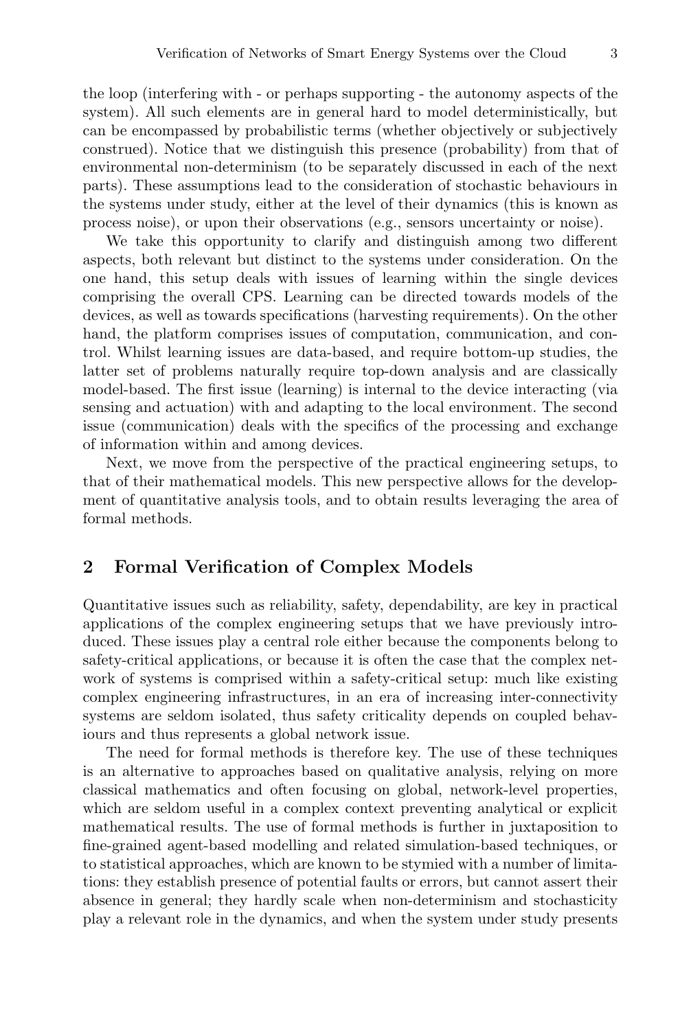the loop (interfering with - or perhaps supporting - the autonomy aspects of the system). All such elements are in general hard to model deterministically, but can be encompassed by probabilistic terms (whether objectively or subjectively construed). Notice that we distinguish this presence (probability) from that of environmental non-determinism (to be separately discussed in each of the next parts). These assumptions lead to the consideration of stochastic behaviours in the systems under study, either at the level of their dynamics (this is known as process noise), or upon their observations (e.g., sensors uncertainty or noise).

We take this opportunity to clarify and distinguish among two different aspects, both relevant but distinct to the systems under consideration. On the one hand, this setup deals with issues of learning within the single devices comprising the overall CPS. Learning can be directed towards models of the devices, as well as towards specifications (harvesting requirements). On the other hand, the platform comprises issues of computation, communication, and control. Whilst learning issues are data-based, and require bottom-up studies, the latter set of problems naturally require top-down analysis and are classically model-based. The first issue (learning) is internal to the device interacting (via sensing and actuation) with and adapting to the local environment. The second issue (communication) deals with the specifics of the processing and exchange of information within and among devices.

Next, we move from the perspective of the practical engineering setups, to that of their mathematical models. This new perspective allows for the development of quantitative analysis tools, and to obtain results leveraging the area of formal methods.

## 2 Formal Verification of Complex Models

Quantitative issues such as reliability, safety, dependability, are key in practical applications of the complex engineering setups that we have previously introduced. These issues play a central role either because the components belong to safety-critical applications, or because it is often the case that the complex network of systems is comprised within a safety-critical setup: much like existing complex engineering infrastructures, in an era of increasing inter-connectivity systems are seldom isolated, thus safety criticality depends on coupled behaviours and thus represents a global network issue.

The need for formal methods is therefore key. The use of these techniques is an alternative to approaches based on qualitative analysis, relying on more classical mathematics and often focusing on global, network-level properties, which are seldom useful in a complex context preventing analytical or explicit mathematical results. The use of formal methods is further in juxtaposition to fine-grained agent-based modelling and related simulation-based techniques, or to statistical approaches, which are known to be stymied with a number of limitations: they establish presence of potential faults or errors, but cannot assert their absence in general; they hardly scale when non-determinism and stochasticity play a relevant role in the dynamics, and when the system under study presents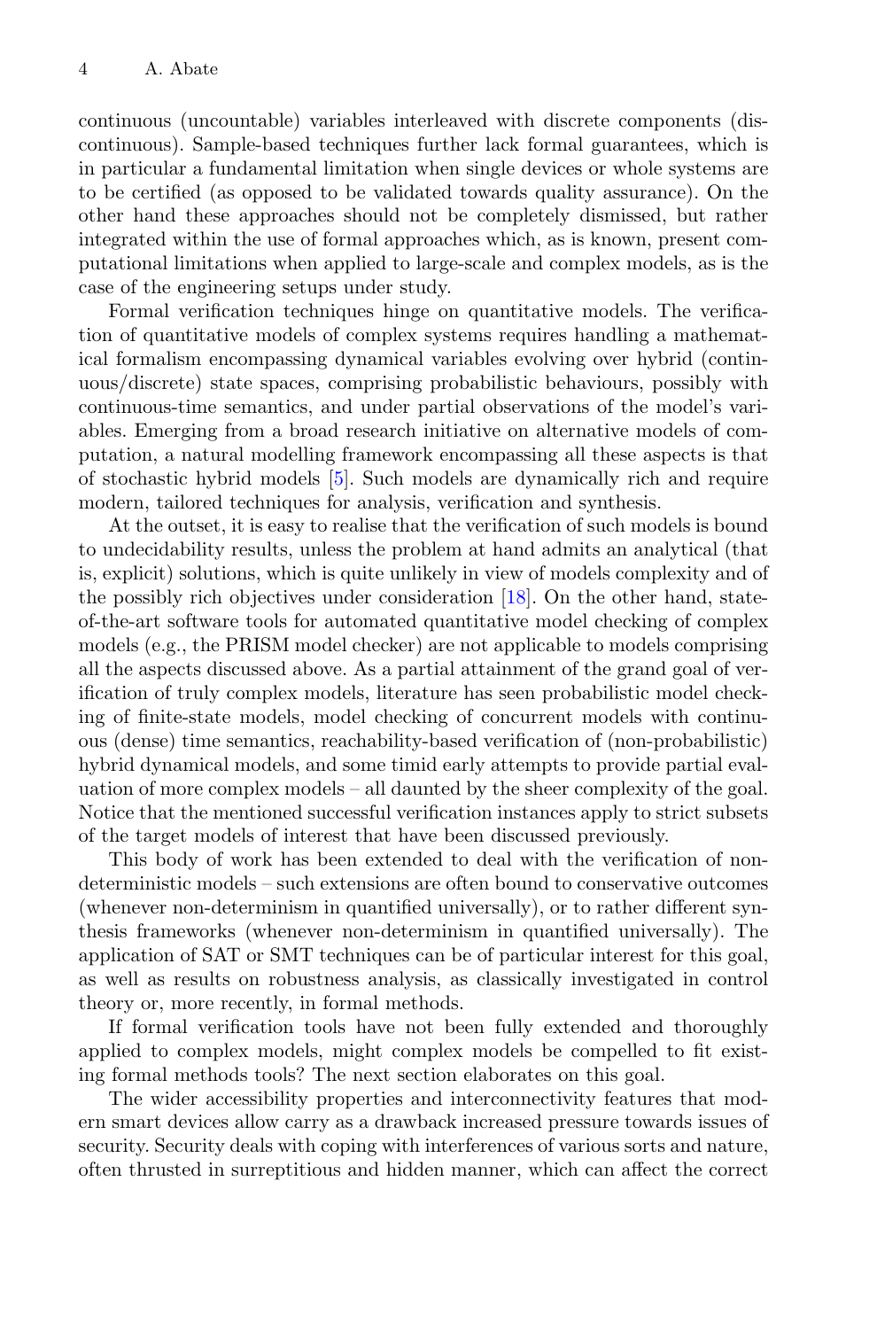continuous (uncountable) variables interleaved with discrete components (discontinuous). Sample-based techniques further lack formal guarantees, which is in particular a fundamental limitation when single devices or whole systems are to be certified (as opposed to be validated towards quality assurance). On the other hand these approaches should not be completely dismissed, but rather integrated within the use of formal approaches which, as is known, present computational limitations when applied to large-scale and complex models, as is the case of the engineering setups under study.

Formal verification techniques hinge on quantitative models. The verification of quantitative models of complex systems requires handling a mathematical formalism encompassing dynamical variables evolving over hybrid (continuous/discrete) state spaces, comprising probabilistic behaviours, possibly with continuous-time semantics, and under partial observations of the model's variables. Emerging from a broad research initiative on alternative models of computation, a natural modelling framework encompassing all these aspects is that of stochastic hybrid models [5]. Such models are dynamically rich and require modern, tailored techniques for analysis, verification and synthesis.

At the outset, it is easy to realise that the verification of such models is bound to undecidability results, unless the problem at hand admits an analytical (that is, explicit) solutions, which is quite unlikely in view of models complexity and of the possibly rich objectives under consideration [18]. On the other hand, state-of-the-art software tools for automated quantitative model checking of complex models (e.g., the PRISM model checker) are not applicable to models comprising all the aspects discussed above. As a partial attainment of the grand goal of verification of truly complex models, literature has seen probabilistic model checking of finite-state models, model checking of concurrent models with continuous (dense) time semantics, reachability-based verification of (non-probabilistic) hybrid dynamical models, and some timid early attempts to provide partial evaluation of more complex models – all daunted by the sheer complexity of the goal. Notice that the mentioned successful verification instances apply to strict subsets of the target models of interest that have been discussed previously.

This body of work has been extended to deal with the verification of non-deterministic models – such extensions are often bound to conservative outcomes (whenever non-determinism in quantified universally), or to rather different synthesis frameworks (whenever non-determinism in quantified universally). The application of SAT or SMT techniques can be of particular interest for this goal, as well as results on robustness analysis, as classically investigated in control theory or, more recently, in formal methods.

If formal verification tools have not been fully extended and thoroughly applied to complex models, might complex models be compelled to fit existing formal methods tools? The next section elaborates on this goal.

The wider accessibility properties and interconnectivity features that modern smart devices allow carry as a drawback increased pressure towards issues of security. Security deals with coping with interferences of various sorts and nature, often thrusted in surreptitious and hidden manner, which can affect the correct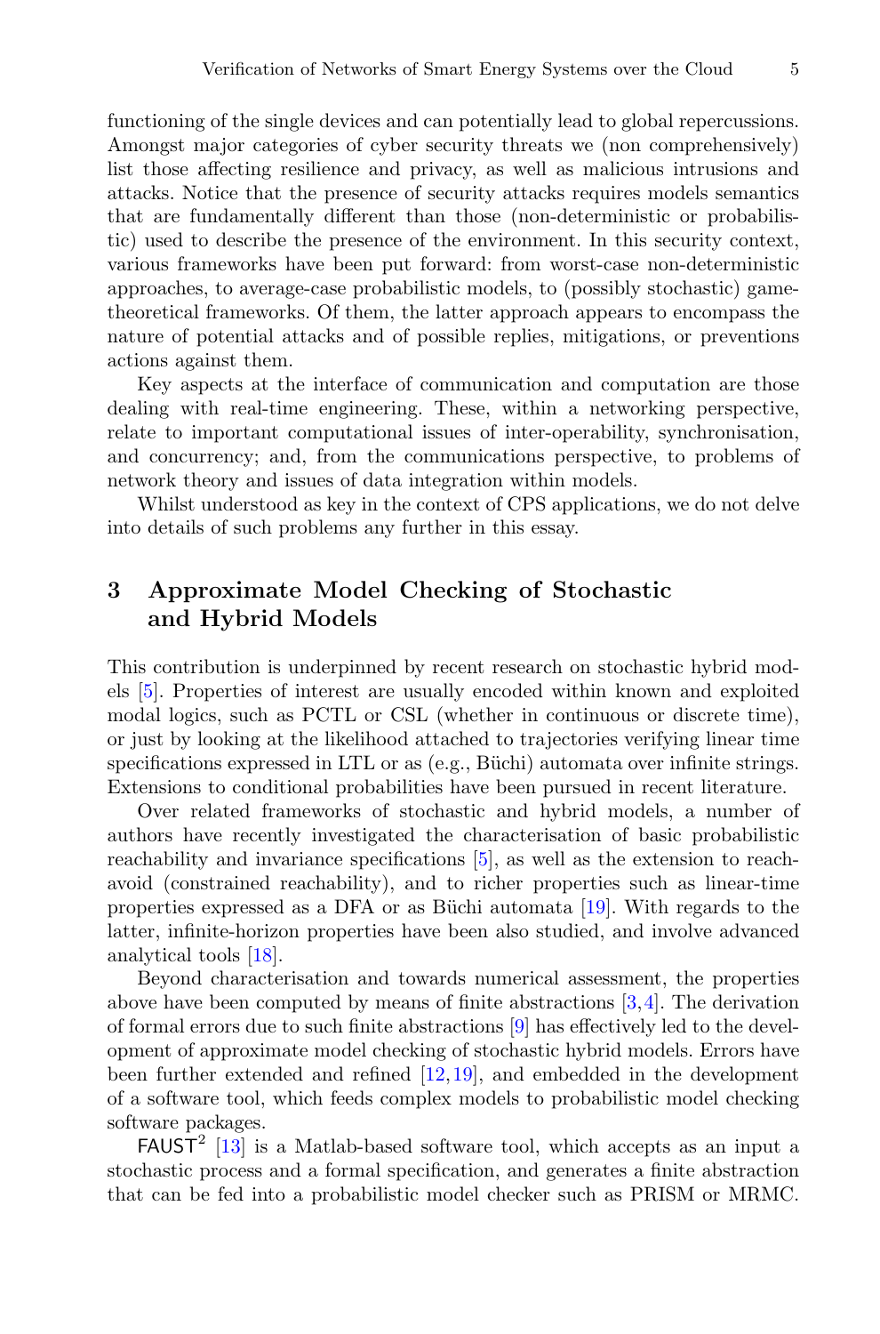functioning of the single devices and can potentially lead to global repercussions. Amongst major categories of cyber security threats we (non comprehensively) list those affecting resilience and privacy, as well as malicious intrusions and attacks. Notice that the presence of security attacks requires models semantics that are fundamentally different than those (non-deterministic or probabilistic) used to describe the presence of the environment. In this security context, various frameworks have been put forward: from worst-case non-deterministic approaches, to average-case probabilistic models, to (possibly stochastic) game-theoretical frameworks. Of them, the latter approach appears to encompass the nature of potential attacks and of possible replies, mitigations, or preventions actions against them.

Key aspects at the interface of communication and computation are those dealing with real-time engineering. These, within a networking perspective, relate to important computational issues of inter-operability, synchronisation, and concurrency; and, from the communications perspective, to problems of network theory and issues of data integration within models.

Whilst understood as key in the context of CPS applications, we do not delve into details of such problems any further in this essay.

## 3 Approximate Model Checking of Stochastic and Hybrid Models

This contribution is underpinned by recent research on stochastic hybrid models [5]. Properties of interest are usually encoded within known and exploited modal logics, such as PCTL or CSL (whether in continuous or discrete time), or just by looking at the likelihood attached to trajectories verifying linear time specifications expressed in LTL or as (e.g., Büchi) automata over infinite strings. Extensions to conditional probabilities have been pursued in recent literature.

Over related frameworks of stochastic and hybrid models, a number of authors have recently investigated the characterisation of basic probabilistic reachability and invariance specifications [5], as well as the extension to reach-avoid (constrained reachability), and to richer properties such as linear-time properties expressed as a DFA or as Büchi automata [19]. With regards to the latter, infinite-horizon properties have been also studied, and involve advanced analytical tools [18].

Beyond characterisation and towards numerical assessment, the properties above have been computed by means of finite abstractions [3,4]. The derivation of formal errors due to such finite abstractions [9] has effectively led to the development of approximate model checking of stochastic hybrid models. Errors have been further extended and refined [12,19], and embedded in the development of a software tool, which feeds complex models to probabilistic model checking software packages.

FAUST[2] [13] is a Matlab-based software tool, which accepts as an input a stochastic process and a formal specification, and generates a finite abstraction that can be fed into a probabilistic model checker such as PRISM or MRMC.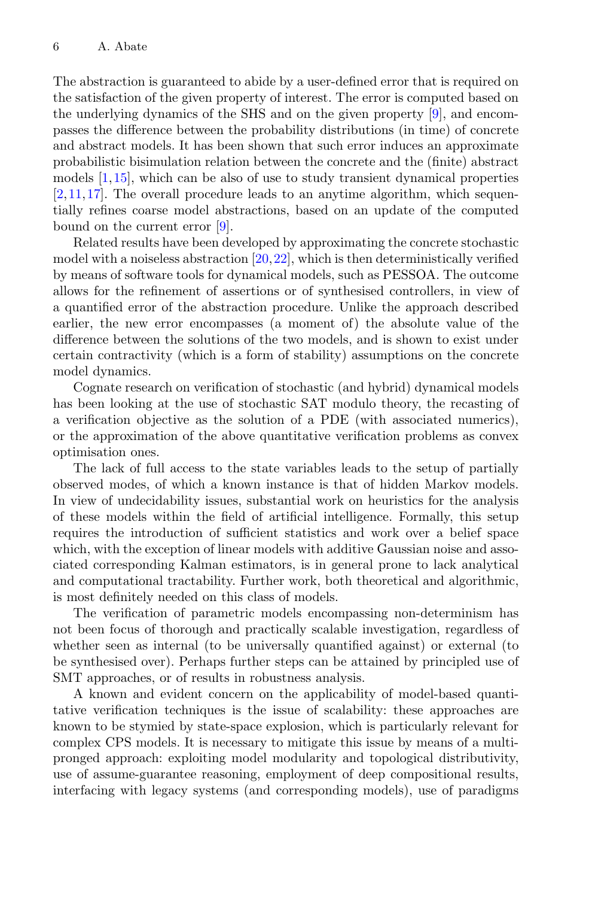The abstraction is guaranteed to abide by a user-defined error that is required on the satisfaction of the given property of interest. The error is computed based on the underlying dynamics of the SHS and on the given property [9], and encompasses the difference between the probability distributions (in time) of concrete and abstract models. It has been shown that such error induces an approximate probabilistic bisimulation relation between the concrete and the (finite) abstract models [1,15], which can be also of use to study transient dynamical properties [2,11,17]. The overall procedure leads to an anytime algorithm, which sequentially refines coarse model abstractions, based on an update of the computed bound on the current error [9].

Related results have been developed by approximating the concrete stochastic model with a noiseless abstraction [20,22], which is then deterministically verified by means of software tools for dynamical models, such as PESSOA. The outcome allows for the refinement of assertions or of synthesised controllers, in view of a quantified error of the abstraction procedure. Unlike the approach described earlier, the new error encompasses (a moment of) the absolute value of the difference between the solutions of the two models, and is shown to exist under certain contractivity (which is a form of stability) assumptions on the concrete model dynamics.

Cognate research on verification of stochastic (and hybrid) dynamical models has been looking at the use of stochastic SAT modulo theory, the recasting of a verification objective as the solution of a PDE (with associated numerics), or the approximation of the above quantitative verification problems as convex optimisation ones.

The lack of full access to the state variables leads to the setup of partially observed modes, of which a known instance is that of hidden Markov models. In view of undecidability issues, substantial work on heuristics for the analysis of these models within the field of artificial intelligence. Formally, this setup requires the introduction of sufficient statistics and work over a belief space which, with the exception of linear models with additive Gaussian noise and associated corresponding Kalman estimators, is in general prone to lack analytical and computational tractability. Further work, both theoretical and algorithmic, is most definitely needed on this class of models.

The verification of parametric models encompassing non-determinism has not been focus of thorough and practically scalable investigation, regardless of whether seen as internal (to be universally quantified against) or external (to be synthesised over). Perhaps further steps can be attained by principled use of SMT approaches, or of results in robustness analysis.

A known and evident concern on the applicability of model-based quantitative verification techniques is the issue of scalability: these approaches are known to be stymied by state-space explosion, which is particularly relevant for complex CPS models. It is necessary to mitigate this issue by means of a multi-pronged approach: exploiting model modularity and topological distributivity, use of assume-guarantee reasoning, employment of deep compositional results, interfacing with legacy systems (and corresponding models), use of paradigms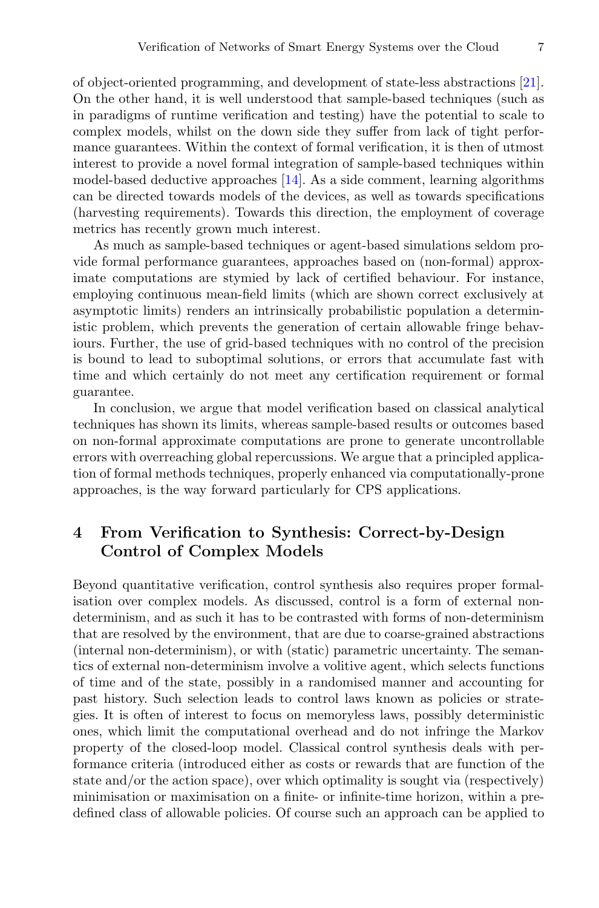of object-oriented programming, and development of state-less abstractions [21]. On the other hand, it is well understood that sample-based techniques (such as in paradigms of runtime verification and testing) have the potential to scale to complex models, whilst on the down side they suffer from lack of tight performance guarantees. Within the context of formal verification, it is then of utmost interest to provide a novel formal integration of sample-based techniques within model-based deductive approaches [14]. As a side comment, learning algorithms can be directed towards models of the devices, as well as towards specifications (harvesting requirements). Towards this direction, the employment of coverage metrics has recently grown much interest.

As much as sample-based techniques or agent-based simulations seldom provide formal performance guarantees, approaches based on (non-formal) approximate computations are stymied by lack of certified behaviour. For instance, employing continuous mean-field limits (which are shown correct exclusively at asymptotic limits) renders an intrinsically probabilistic population a deterministic problem, which prevents the generation of certain allowable fringe behaviours. Further, the use of grid-based techniques with no control of the precision is bound to lead to suboptimal solutions, or errors that accumulate fast with time and which certainly do not meet any certification requirement or formal guarantee.

In conclusion, we argue that model verification based on classical analytical techniques has shown its limits, whereas sample-based results or outcomes based on non-formal approximate computations are prone to generate uncontrollable errors with overreaching global repercussions. We argue that a principled application of formal methods techniques, properly enhanced via computationally-prone approaches, is the way forward particularly for CPS applications.

## 4 From Verification to Synthesis: Correct-by-Design Control of Complex Models

Beyond quantitative verification, control synthesis also requires proper formalisation over complex models. As discussed, control is a form of external non-determinism, and as such it has to be contrasted with forms of non-determinism that are resolved by the environment, that are due to coarse-grained abstractions (internal non-determinism), or with (static) parametric uncertainty. The semantics of external non-determinism involve a volitive agent, which selects functions of time and of the state, possibly in a randomised manner and accounting for past history. Such selection leads to control laws known as policies or strategies. It is often of interest to focus on memoryless laws, possibly deterministic ones, which limit the computational overhead and do not infringe the Markov property of the closed-loop model. Classical control synthesis deals with performance criteria (introduced either as costs or rewards that are function of the state and/or the action space), over which optimality is sought via (respectively) minimisation or maximisation on a finite- or infinite-time horizon, within a predefined class of allowable policies. Of course such an approach can be applied to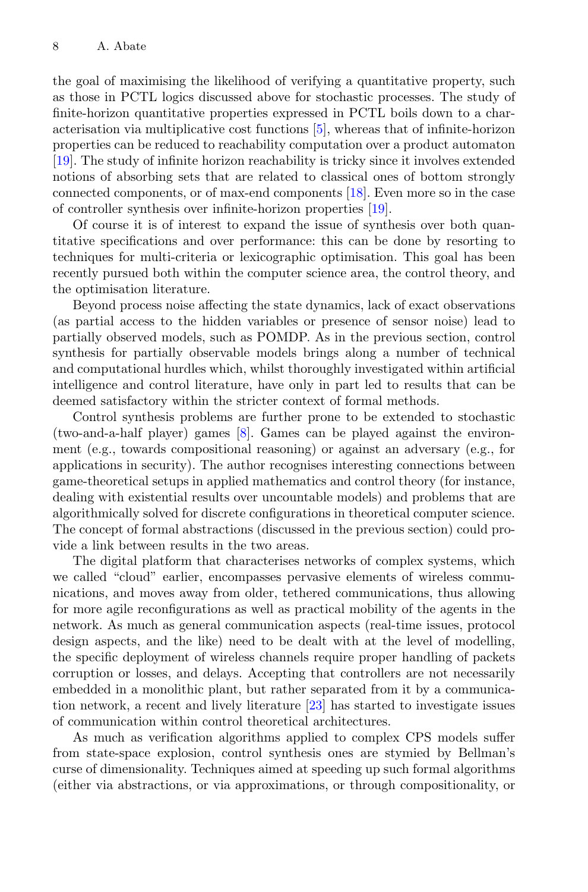the goal of maximising the likelihood of verifying a quantitative property, such as those in PCTL logics discussed above for stochastic processes. The study of finite-horizon quantitative properties expressed in PCTL boils down to a characterisation via multiplicative cost functions [5], whereas that of infinite-horizon properties can be reduced to reachability computation over a product automaton [19]. The study of infinite horizon reachability is tricky since it involves extended notions of absorbing sets that are related to classical ones of bottom strongly connected components, or of max-end components [18]. Even more so in the case of controller synthesis over infinite-horizon properties [19].

Of course it is of interest to expand the issue of synthesis over both quantitative specifications and over performance: this can be done by resorting to techniques for multi-criteria or lexicographic optimisation. This goal has been recently pursued both within the computer science area, the control theory, and the optimisation literature.

Beyond process noise affecting the state dynamics, lack of exact observations (as partial access to the hidden variables or presence of sensor noise) lead to partially observed models, such as POMDP. As in the previous section, control synthesis for partially observable models brings along a number of technical and computational hurdles which, whilst thoroughly investigated within artificial intelligence and control literature, have only in part led to results that can be deemed satisfactory within the stricter context of formal methods.

Control synthesis problems are further prone to be extended to stochastic (two-and-a-half player) games [8]. Games can be played against the environment (e.g., towards compositional reasoning) or against an adversary (e.g., for applications in security). The author recognises interesting connections between game-theoretical setups in applied mathematics and control theory (for instance, dealing with existential results over uncountable models) and problems that are algorithmically solved for discrete configurations in theoretical computer science. The concept of formal abstractions (discussed in the previous section) could provide a link between results in the two areas.

The digital platform that characterises networks of complex systems, which we called "cloud" earlier, encompasses pervasive elements of wireless communications, and moves away from older, tethered communications, thus allowing for more agile reconfigurations as well as practical mobility of the agents in the network. As much as general communication aspects (real-time issues, protocol design aspects, and the like) need to be dealt with at the level of modelling, the specific deployment of wireless channels require proper handling of packets corruption or losses, and delays. Accepting that controllers are not necessarily embedded in a monolithic plant, but rather separated from it by a communication network, a recent and lively literature [23] has started to investigate issues of communication within control theoretical architectures.

As much as verification algorithms applied to complex CPS models suffer from state-space explosion, control synthesis ones are stymied by Bellman's curse of dimensionality. Techniques aimed at speeding up such formal algorithms (either via abstractions, or via approximations, or through compositionality, or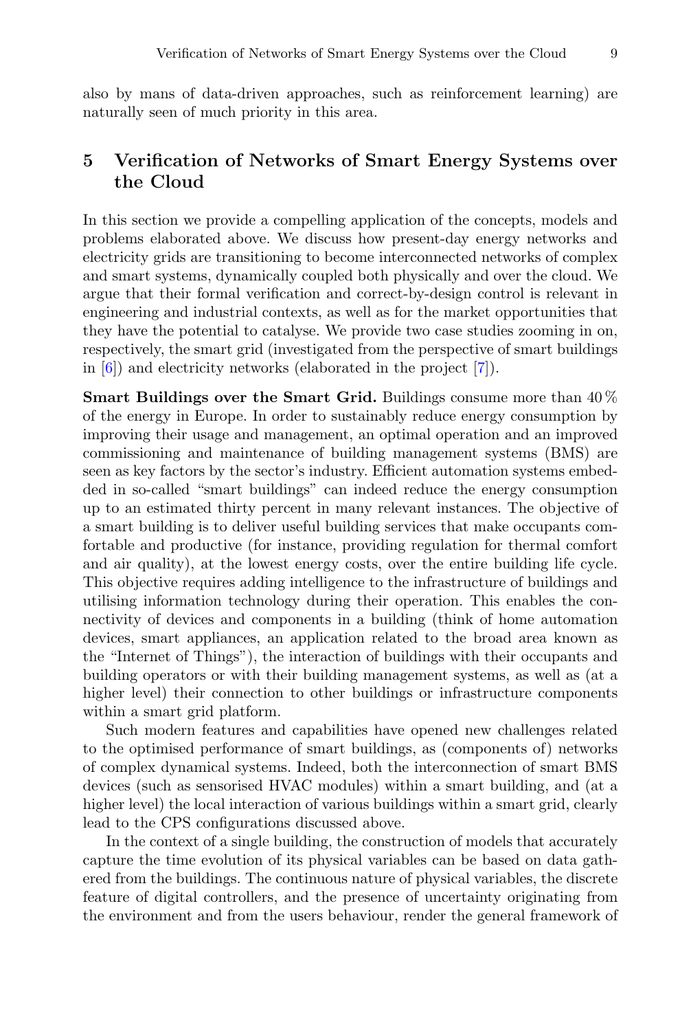also by mans of data-driven approaches, such as reinforcement learning) are naturally seen of much priority in this area.

## 5 Verification of Networks of Smart Energy Systems over the Cloud

In this section we provide a compelling application of the concepts, models and problems elaborated above. We discuss how present-day energy networks and electricity grids are transitioning to become interconnected networks of complex and smart systems, dynamically coupled both physically and over the cloud. We argue that their formal verification and correct-by-design control is relevant in engineering and industrial contexts, as well as for the market opportunities that they have the potential to catalyse. We provide two case studies zooming in on, respectively, the smart grid (investigated from the perspective of smart buildings in [6]) and electricity networks (elaborated in the project [7]).

**Smart Buildings over the Smart Grid.** Buildings consume more than 40 % of the energy in Europe. In order to sustainably reduce energy consumption by improving their usage and management, an optimal operation and an improved commissioning and maintenance of building management systems (BMS) are seen as key factors by the sector's industry. Efficient automation systems embedded in so-called "smart buildings" can indeed reduce the energy consumption up to an estimated thirty percent in many relevant instances. The objective of a smart building is to deliver useful building services that make occupants comfortable and productive (for instance, providing regulation for thermal comfort and air quality), at the lowest energy costs, over the entire building life cycle. This objective requires adding intelligence to the infrastructure of buildings and utilising information technology during their operation. This enables the connectivity of devices and components in a building (think of home automation devices, smart appliances, an application related to the broad area known as the "Internet of Things"), the interaction of buildings with their occupants and building operators or with their building management systems, as well as (at a higher level) their connection to other buildings or infrastructure components within a smart grid platform.

Such modern features and capabilities have opened new challenges related to the optimised performance of smart buildings, as (components of) networks of complex dynamical systems. Indeed, both the interconnection of smart BMS devices (such as sensorised HVAC modules) within a smart building, and (at a higher level) the local interaction of various buildings within a smart grid, clearly lead to the CPS configurations discussed above.

In the context of a single building, the construction of models that accurately capture the time evolution of its physical variables can be based on data gathered from the buildings. The continuous nature of physical variables, the discrete feature of digital controllers, and the presence of uncertainty originating from the environment and from the users behaviour, render the general framework of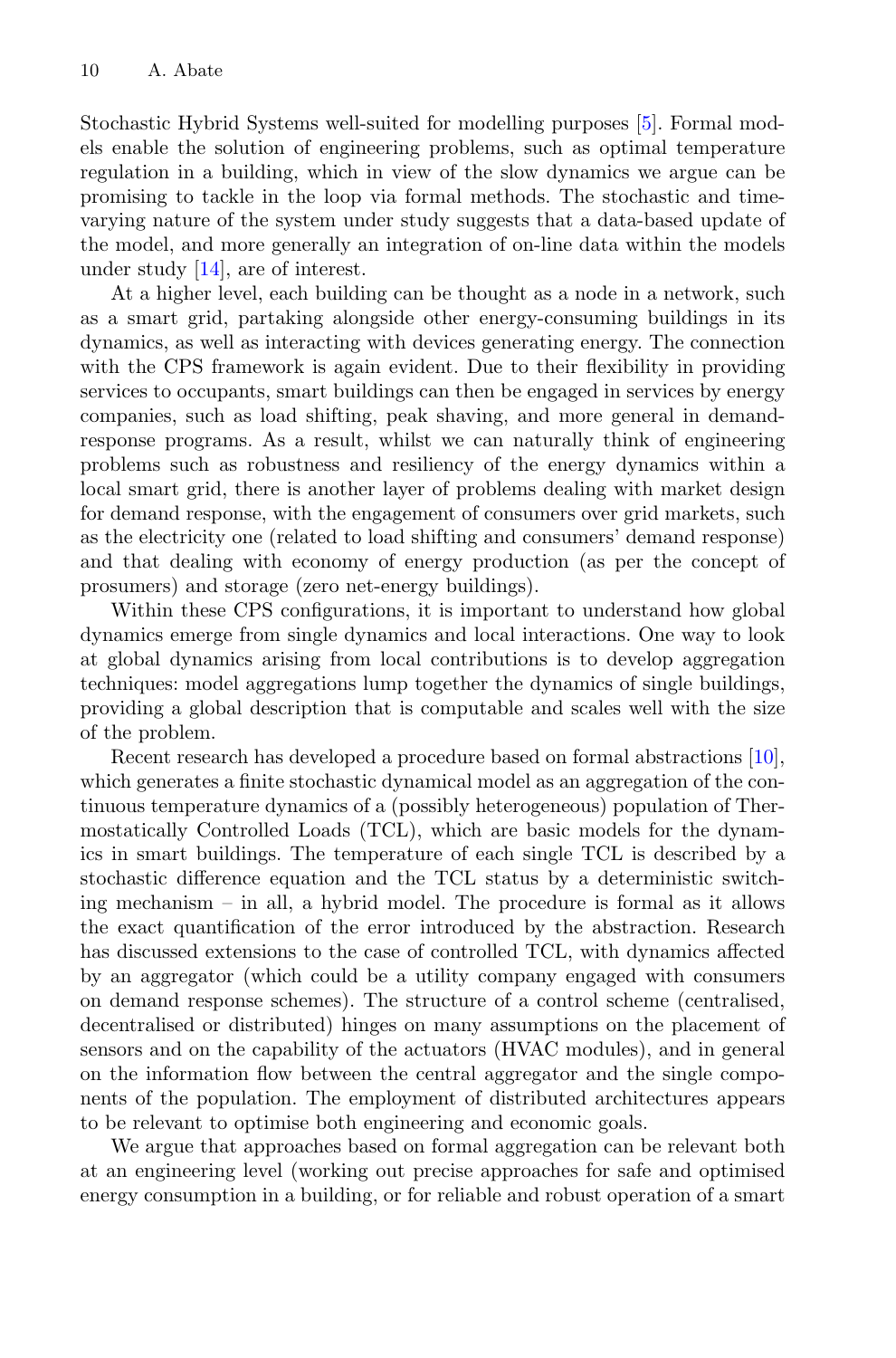Stochastic Hybrid Systems well-suited for modelling purposes [5]. Formal models enable the solution of engineering problems, such as optimal temperature regulation in a building, which in view of the slow dynamics we argue can be promising to tackle in the loop via formal methods. The stochastic and time-varying nature of the system under study suggests that a data-based update of the model, and more generally an integration of on-line data within the models under study [14], are of interest.

At a higher level, each building can be thought as a node in a network, such as a smart grid, partaking alongside other energy-consuming buildings in its dynamics, as well as interacting with devices generating energy. The connection with the CPS framework is again evident. Due to their flexibility in providing services to occupants, smart buildings can then be engaged in services by energy companies, such as load shifting, peak shaving, and more general in demand-response programs. As a result, whilst we can naturally think of engineering problems such as robustness and resiliency of the energy dynamics within a local smart grid, there is another layer of problems dealing with market design for demand response, with the engagement of consumers over grid markets, such as the electricity one (related to load shifting and consumers' demand response) and that dealing with economy of energy production (as per the concept of prosumers) and storage (zero net-energy buildings).

Within these CPS configurations, it is important to understand how global dynamics emerge from single dynamics and local interactions. One way to look at global dynamics arising from local contributions is to develop aggregation techniques: model aggregations lump together the dynamics of single buildings, providing a global description that is computable and scales well with the size of the problem.

Recent research has developed a procedure based on formal abstractions [10], which generates a finite stochastic dynamical model as an aggregation of the continuous temperature dynamics of a (possibly heterogeneous) population of Thermostatically Controlled Loads (TCL), which are basic models for the dynamics in smart buildings. The temperature of each single TCL is described by a stochastic difference equation and the TCL status by a deterministic switching mechanism – in all, a hybrid model. The procedure is formal as it allows the exact quantification of the error introduced by the abstraction. Research has discussed extensions to the case of controlled TCL, with dynamics affected by an aggregator (which could be a utility company engaged with consumers on demand response schemes). The structure of a control scheme (centralised, decentralised or distributed) hinges on many assumptions on the placement of sensors and on the capability of the actuators (HVAC modules), and in general on the information flow between the central aggregator and the single components of the population. The employment of distributed architectures appears to be relevant to optimise both engineering and economic goals.

We argue that approaches based on formal aggregation can be relevant both at an engineering level (working out precise approaches for safe and optimised energy consumption in a building, or for reliable and robust operation of a smart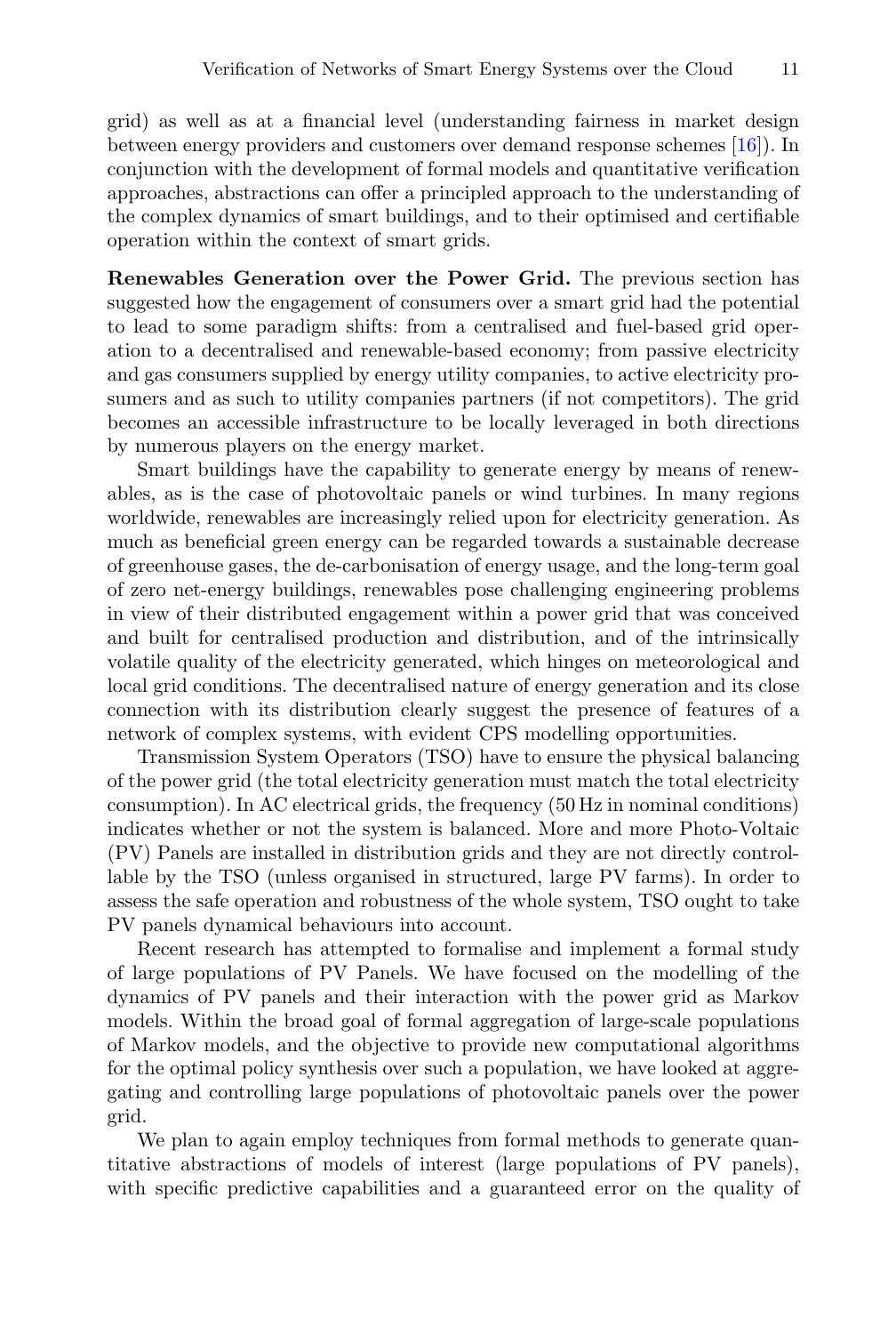grid) as well as at a financial level (understanding fairness in market design between energy providers and customers over demand response schemes [16]). In conjunction with the development of formal models and quantitative verification approaches, abstractions can offer a principled approach to the understanding of the complex dynamics of smart buildings, and to their optimised and certifiable operation within the context of smart grids.

**Renewables Generation over the Power Grid.** The previous section has suggested how the engagement of consumers over a smart grid had the potential to lead to some paradigm shifts: from a centralised and fuel-based grid operation to a decentralised and renewable-based economy; from passive electricity and gas consumers supplied by energy utility companies, to active electricity prosumers and as such to utility companies partners (if not competitors). The grid becomes an accessible infrastructure to be locally leveraged in both directions by numerous players on the energy market.

Smart buildings have the capability to generate energy by means of renewables, as is the case of photovoltaic panels or wind turbines. In many regions worldwide, renewables are increasingly relied upon for electricity generation. As much as beneficial green energy can be regarded towards a sustainable decrease of greenhouse gases, the de-carbonisation of energy usage, and the long-term goal of zero net-energy buildings, renewables pose challenging engineering problems in view of their distributed engagement within a power grid that was conceived and built for centralised production and distribution, and of the intrinsically volatile quality of the electricity generated, which hinges on meteorological and local grid conditions. The decentralised nature of energy generation and its close connection with its distribution clearly suggest the presence of features of a network of complex systems, with evident CPS modelling opportunities.

Transmission System Operators (TSO) have to ensure the physical balancing of the power grid (the total electricity generation must match the total electricity consumption). In AC electrical grids, the frequency (50 Hz in nominal conditions) indicates whether or not the system is balanced. More and more Photo-Voltaic (PV) Panels are installed in distribution grids and they are not directly controllable by the TSO (unless organised in structured, large PV farms). In order to assess the safe operation and robustness of the whole system, TSO ought to take PV panels dynamical behaviours into account.

Recent research has attempted to formalise and implement a formal study of large populations of PV Panels. We have focused on the modelling of the dynamics of PV panels and their interaction with the power grid as Markov models. Within the broad goal of formal aggregation of large-scale populations of Markov models, and the objective to provide new computational algorithms for the optimal policy synthesis over such a population, we have looked at aggregating and controlling large populations of photovoltaic panels over the power grid.

We plan to again employ techniques from formal methods to generate quantitative abstractions of models of interest (large populations of PV panels), with specific predictive capabilities and a guaranteed error on the quality of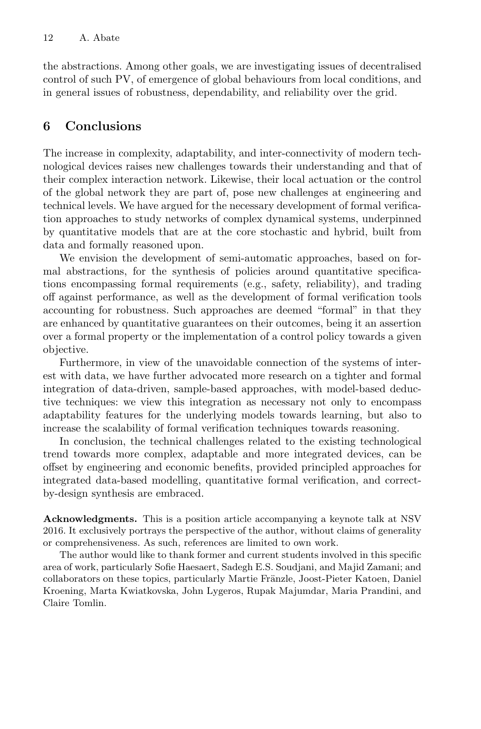the abstractions. Among other goals, we are investigating issues of decentralised control of such PV, of emergence of global behaviours from local conditions, and in general issues of robustness, dependability, and reliability over the grid.

## 6 Conclusions

The increase in complexity, adaptability, and inter-connectivity of modern technological devices raises new challenges towards their understanding and that of their complex interaction network. Likewise, their local actuation or the control of the global network they are part of, pose new challenges at engineering and technical levels. We have argued for the necessary development of formal verification approaches to study networks of complex dynamical systems, underpinned by quantitative models that are at the core stochastic and hybrid, built from data and formally reasoned upon.

We envision the development of semi-automatic approaches, based on formal abstractions, for the synthesis of policies around quantitative specifications encompassing formal requirements (e.g., safety, reliability), and trading off against performance, as well as the development of formal verification tools accounting for robustness. Such approaches are deemed "formal" in that they are enhanced by quantitative guarantees on their outcomes, being it an assertion over a formal property or the implementation of a control policy towards a given objective.

Furthermore, in view of the unavoidable connection of the systems of interest with data, we have further advocated more research on a tighter and formal integration of data-driven, sample-based approaches, with model-based deductive techniques: we view this integration as necessary not only to encompass adaptability features for the underlying models towards learning, but also to increase the scalability of formal verification techniques towards reasoning.

In conclusion, the technical challenges related to the existing technological trend towards more complex, adaptable and more integrated devices, can be offset by engineering and economic benefits, provided principled approaches for integrated data-based modelling, quantitative formal verification, and correct-by-design synthesis are embraced.

**Acknowledgments.** This is a position article accompanying a keynote talk at NSV 2016. It exclusively portrays the perspective of the author, without claims of generality or comprehensiveness. As such, references are limited to own work.

The author would like to thank former and current students involved in this specific area of work, particularly Sofie Haesaert, Sadegh E.S. Soudjani, and Majid Zamani; and collaborators on these topics, particularly Martie Fränzle, Joost-Pieter Katoen, Daniel Kroening, Marta Kwiatkovska, John Lygeros, Rupak Majumdar, Maria Prandini, and Claire Tomlin.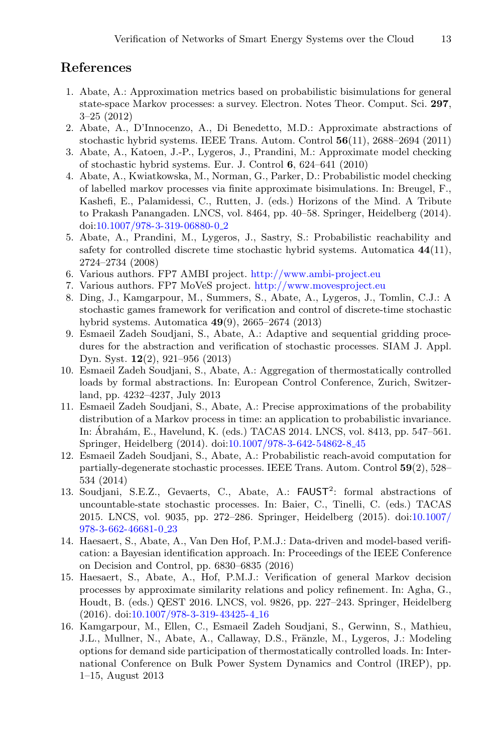## References

1. Abate, A.: Approximation metrics based on probabilistic bisimulations for general state-space Markov processes: a survey. Electron. Notes Theor. Comput. Sci. **297**, 3–25 (2012)
2. Abate, A., D'Innocenzo, A., Di Benedetto, M.D.: Approximate abstractions of stochastic hybrid systems. IEEE Trans. Autom. Control **56**(11), 2688–2694 (2011)
3. Abate, A., Katoen, J.-P., Lygeros, J., Prandini, M.: Approximate model checking of stochastic hybrid systems. Eur. J. Control **6**, 624–641 (2010)
4. Abate, A., Kwiatkowska, M., Norman, G., Parker, D.: Probabilistic model checking of labelled markov processes via finite approximate bisimulations. In: Breugel, F., Kashefi, E., Palamidessi, C., Rutten, J. (eds.) Horizons of the Mind. A Tribute to Prakash Panangaden. LNCS, vol. 8464, pp. 40–58. Springer, Heidelberg (2014). doi:10.1007/978-3-319-06880-0_2
5. Abate, A., Prandini, M., Lygeros, J., Sastry, S.: Probabilistic reachability and safety for controlled discrete time stochastic hybrid systems. Automatica **44**(11), 2724–2734 (2008)
6. Various authors. FP7 AMBI project. http://www.ambi-project.eu
7. Various authors. FP7 MoVeS project. http://www.movesproject.eu
8. Ding, J., Kamgarpour, M., Summers, S., Abate, A., Lygeros, J., Tomlin, C.J.: A stochastic games framework for verification and control of discrete-time stochastic hybrid systems. Automatica **49**(9), 2665–2674 (2013)
9. Esmaeil Zadeh Soudjani, S., Abate, A.: Adaptive and sequential gridding procedures for the abstraction and verification of stochastic processes. SIAM J. Appl. Dyn. Syst. **12**(2), 921–956 (2013)
10. Esmaeil Zadeh Soudjani, S., Abate, A.: Aggregation of thermostatically controlled loads by formal abstractions. In: European Control Conference, Zurich, Switzerland, pp. 4232–4237, July 2013
11. Esmaeil Zadeh Soudjani, S., Abate, A.: Precise approximations of the probability distribution of a Markov process in time: an application to probabilistic invariance. In: Ábrahám, E., Havelund, K. (eds.) TACAS 2014. LNCS, vol. 8413, pp. 547–561. Springer, Heidelberg (2014). doi:10.1007/978-3-642-54862-8_45
12. Esmaeil Zadeh Soudjani, S., Abate, A.: Probabilistic reach-avoid computation for partially-degenerate stochastic processes. IEEE Trans. Autom. Control **59**(2), 528–534 (2014)
13. Soudjani, S.E.Z., Gevaerts, C., Abate, A.: FAUST$^2$: formal abstractions of uncountable-state stochastic processes. In: Baier, C., Tinelli, C. (eds.) TACAS 2015. LNCS, vol. 9035, pp. 272–286. Springer, Heidelberg (2015). doi:10.1007/978-3-662-46681-0_23
14. Haesaert, S., Abate, A., Van Den Hof, P.M.J.: Data-driven and model-based verification: a Bayesian identification approach. In: Proceedings of the IEEE Conference on Decision and Control, pp. 6830–6835 (2016)
15. Haesaert, S., Abate, A., Hof, P.M.J.: Verification of general Markov decision processes by approximate similarity relations and policy refinement. In: Agha, G., Houdt, B. (eds.) QEST 2016. LNCS, vol. 9826, pp. 227–243. Springer, Heidelberg (2016). doi:10.1007/978-3-319-43425-4_16
16. Kamgarpour, M., Ellen, C., Esmaeil Zadeh Soudjani, S., Gerwinn, S., Mathieu, J.L., Mullner, N., Abate, A., Callaway, D.S., Fränzle, M., Lygeros, J.: Modeling options for demand side participation of thermostatically controlled loads. In: International Conference on Bulk Power System Dynamics and Control (IREP), pp. 1–15, August 2013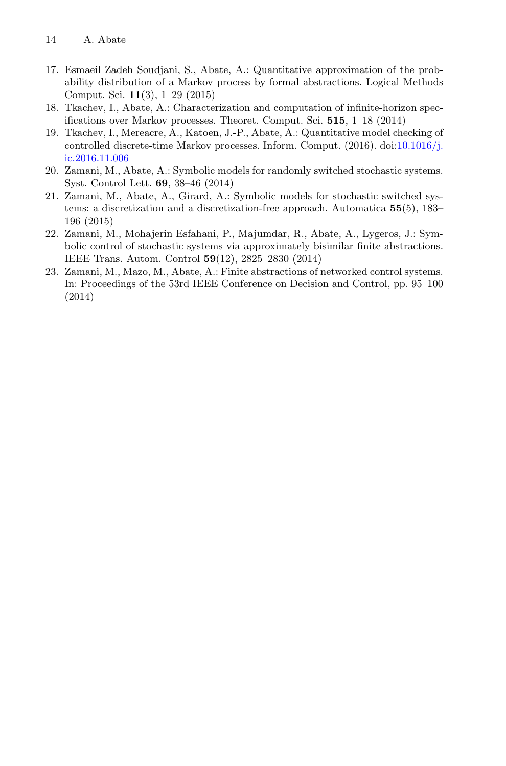17. Esmaeil Zadeh Soudjani, S., Abate, A.: Quantitative approximation of the probability distribution of a Markov process by formal abstractions. Logical Methods Comput. Sci. **11**(3), 1–29 (2015)
18. Tkachev, I., Abate, A.: Characterization and computation of infinite-horizon specifications over Markov processes. Theoret. Comput. Sci. **515**, 1–18 (2014)
19. Tkachev, I., Mereacre, A., Katoen, J.-P., Abate, A.: Quantitative model checking of controlled discrete-time Markov processes. Inform. Comput. (2016). doi:10.1016/j.ic.2016.11.006
20. Zamani, M., Abate, A.: Symbolic models for randomly switched stochastic systems. Syst. Control Lett. **69**, 38–46 (2014)
21. Zamani, M., Abate, A., Girard, A.: Symbolic models for stochastic switched systems: a discretization and a discretization-free approach. Automatica **55**(5), 183–196 (2015)
22. Zamani, M., Mohajerin Esfahani, P., Majumdar, R., Abate, A., Lygeros, J.: Symbolic control of stochastic systems via approximately bisimilar finite abstractions. IEEE Trans. Autom. Control **59**(12), 2825–2830 (2014)
23. Zamani, M., Mazo, M., Abate, A.: Finite abstractions of networked control systems. In: Proceedings of the 53rd IEEE Conference on Decision and Control, pp. 95–100 (2014)